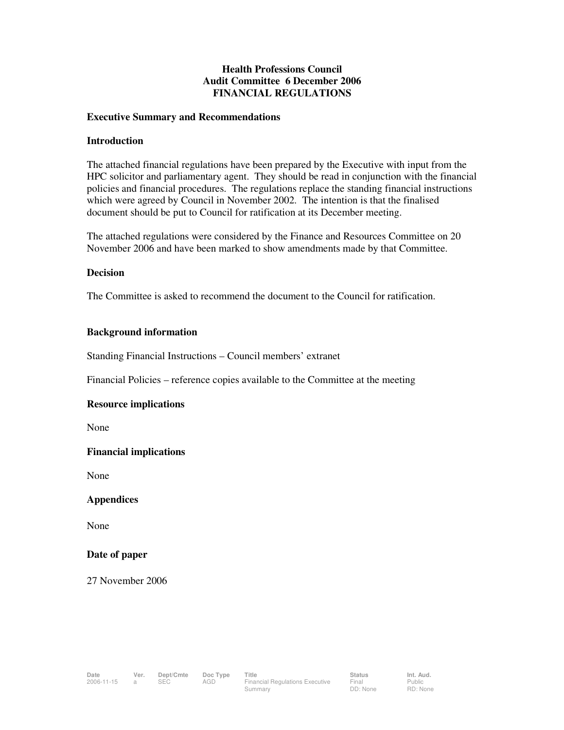**Health Professions Council**
**Audit Committee 6 December 2006**
**FINANCIAL REGULATIONS**

## Executive Summary and Recommendations

### Introduction

The attached financial regulations have been prepared by the Executive with input from the HPC solicitor and parliamentary agent. They should be read in conjunction with the financial policies and financial procedures. The regulations replace the standing financial instructions which were agreed by Council in November 2002. The intention is that the finalised document should be put to Council for ratification at its December meeting.

The attached regulations were considered by the Finance and Resources Committee on 20 November 2006 and have been marked to show amendments made by that Committee.

### Decision

The Committee is asked to recommend the document to the Council for ratification.

### Background information

Standing Financial Instructions – Council members' extranet

Financial Policies – reference copies available to the Committee at the meeting

### Resource implications

None

### Financial implications

None

### Appendices

None

### Date of paper

27 November 2006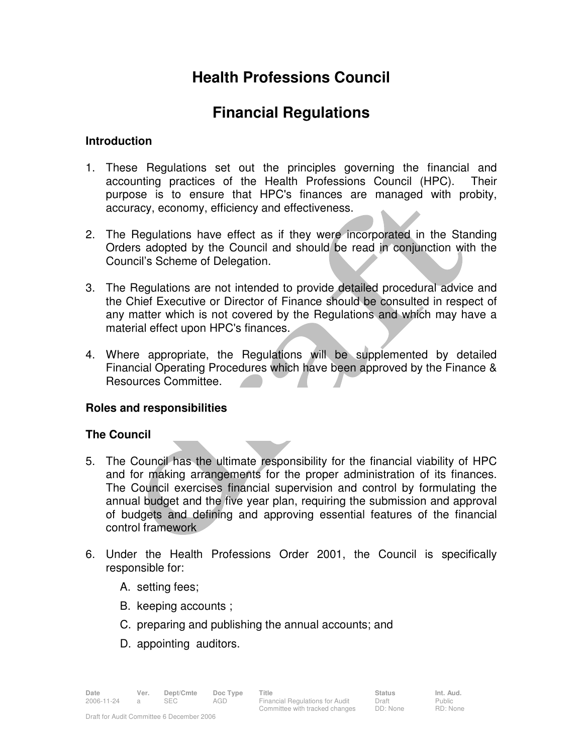# Health Professions Council

# Financial Regulations

## Introduction

1. These Regulations set out the principles governing the financial and accounting practices of the Health Professions Council (HPC). Their purpose is to ensure that HPC's finances are managed with probity, accuracy, economy, efficiency and effectiveness.

2. The Regulations have effect as if they were incorporated in the Standing Orders adopted by the Council and should be read in conjunction with the Council's Scheme of Delegation.

3. The Regulations are not intended to provide detailed procedural advice and the Chief Executive or Director of Finance should be consulted in respect of any matter which is not covered by the Regulations and which may have a material effect upon HPC's finances.

4. Where appropriate, the Regulations will be supplemented by detailed Financial Operating Procedures which have been approved by the Finance & Resources Committee.

## Roles and responsibilities

### The Council

5. The Council has the ultimate responsibility for the financial viability of HPC and for making arrangements for the proper administration of its finances. The Council exercises financial supervision and control by formulating the annual budget and the five year plan, requiring the submission and approval of budgets and defining and approving essential features of the financial control framework

6. Under the Health Professions Order 2001, the Council is specifically responsible for:

   A. setting fees;

   B. keeping accounts ;

   C. preparing and publishing the annual accounts; and

   D. appointing auditors.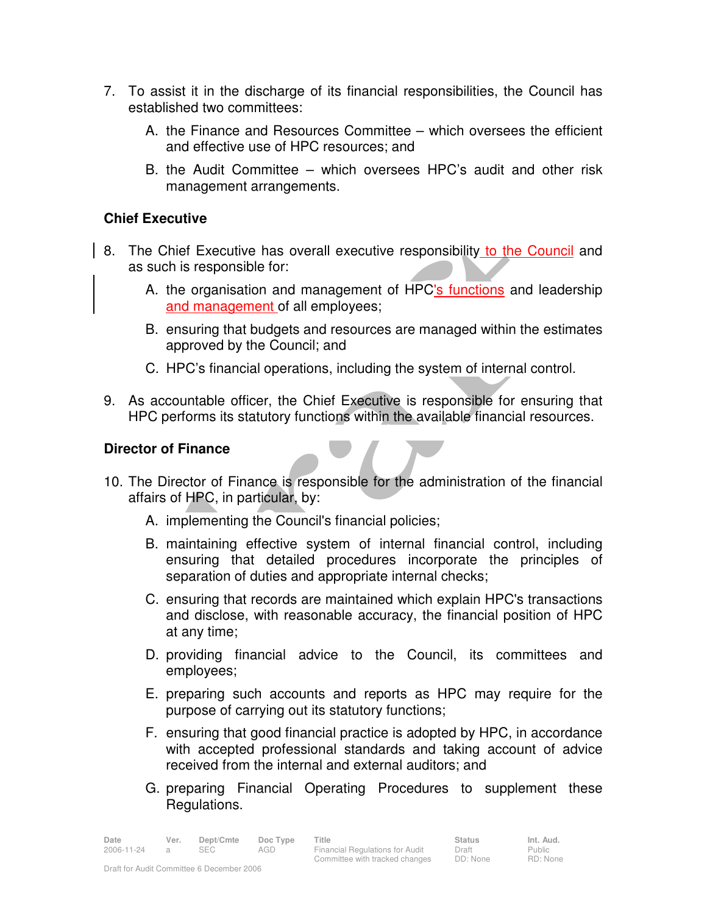7. To assist it in the discharge of its financial responsibilities, the Council has established two committees:

   A. the Finance and Resources Committee – which oversees the efficient and effective use of HPC resources; and

   B. the Audit Committee – which oversees HPC's audit and other risk management arrangements.

### Chief Executive

8. The Chief Executive has overall executive responsibility to the Council and as such is responsible for:

   A. the organisation and management of HPC's functions and leadership and management of all employees;

   B. ensuring that budgets and resources are managed within the estimates approved by the Council; and

   C. HPC's financial operations, including the system of internal control.

9. As accountable officer, the Chief Executive is responsible for ensuring that HPC performs its statutory functions within the available financial resources.

### Director of Finance

10. The Director of Finance is responsible for the administration of the financial affairs of HPC, in particular, by:

    A. implementing the Council's financial policies;

    B. maintaining effective system of internal financial control, including ensuring that detailed procedures incorporate the principles of separation of duties and appropriate internal checks;

    C. ensuring that records are maintained which explain HPC's transactions and disclose, with reasonable accuracy, the financial position of HPC at any time;

    D. providing financial advice to the Council, its committees and employees;

    E. preparing such accounts and reports as HPC may require for the purpose of carrying out its statutory functions;

    F. ensuring that good financial practice is adopted by HPC, in accordance with accepted professional standards and taking account of advice received from the internal and external auditors; and

    G. preparing Financial Operating Procedures to supplement these Regulations.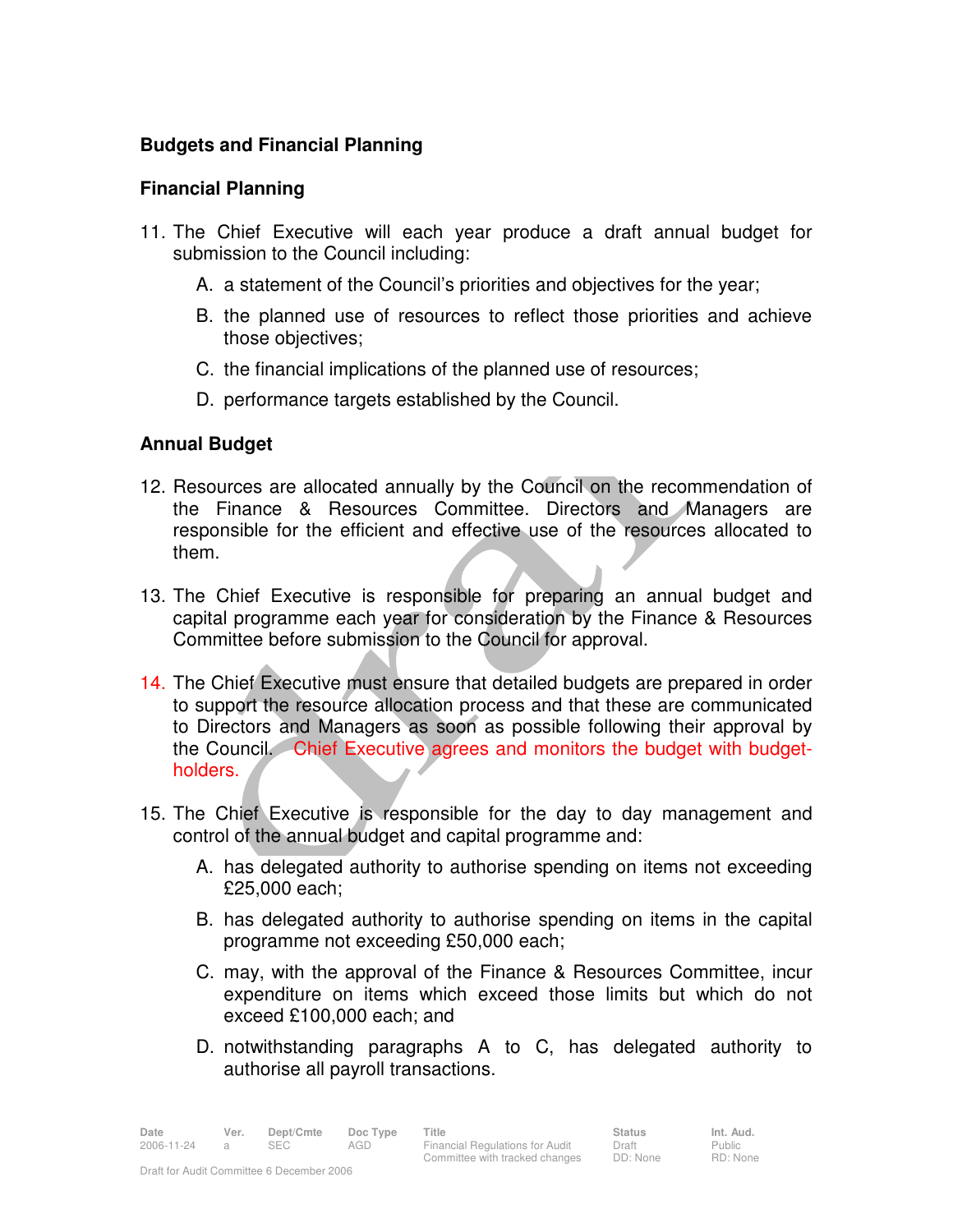**Budgets and Financial Planning**

**Financial Planning**

11. The Chief Executive will each year produce a draft annual budget for submission to the Council including:

    A. a statement of the Council's priorities and objectives for the year;

    B. the planned use of resources to reflect those priorities and achieve those objectives;

    C. the financial implications of the planned use of resources;

    D. performance targets established by the Council.

**Annual Budget**

12. Resources are allocated annually by the Council on the recommendation of the Finance & Resources Committee. Directors and Managers are responsible for the efficient and effective use of the resources allocated to them.

13. The Chief Executive is responsible for preparing an annual budget and capital programme each year for consideration by the Finance & Resources Committee before submission to the Council for approval.

14. The Chief Executive must ensure that detailed budgets are prepared in order to support the resource allocation process and that these are communicated to Directors and Managers as soon as possible following their approval by the Council. Chief Executive agrees and monitors the budget with budget-holders.

15. The Chief Executive is responsible for the day to day management and control of the annual budget and capital programme and:

    A. has delegated authority to authorise spending on items not exceeding £25,000 each;

    B. has delegated authority to authorise spending on items in the capital programme not exceeding £50,000 each;

    C. may, with the approval of the Finance & Resources Committee, incur expenditure on items which exceed those limits but which do not exceed £100,000 each; and

    D. notwithstanding paragraphs A to C, has delegated authority to authorise all payroll transactions.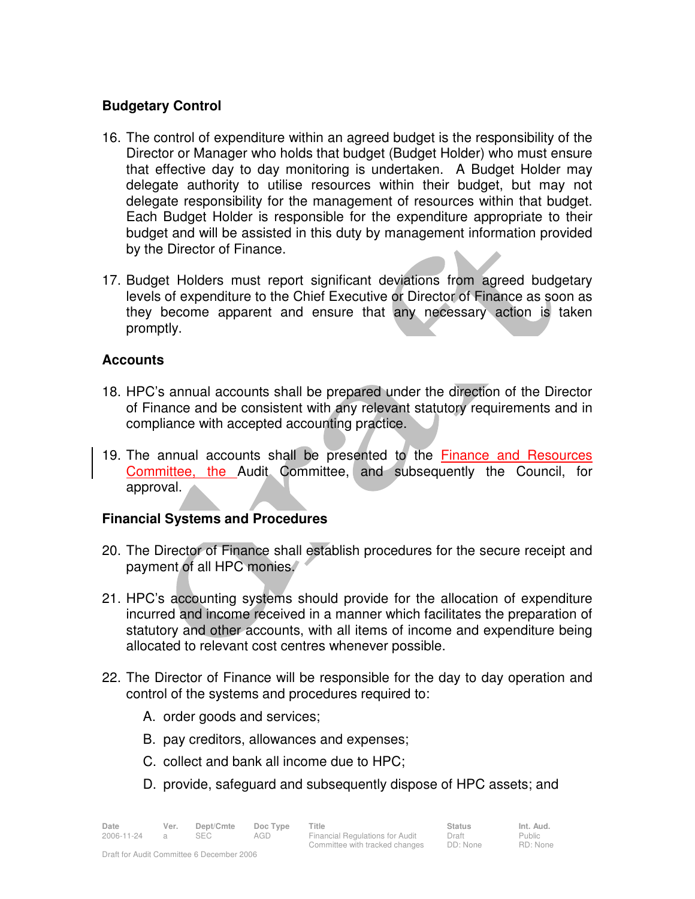## Budgetary Control

16. The control of expenditure within an agreed budget is the responsibility of the Director or Manager who holds that budget (Budget Holder) who must ensure that effective day to day monitoring is undertaken. A Budget Holder may delegate authority to utilise resources within their budget, but may not delegate responsibility for the management of resources within that budget. Each Budget Holder is responsible for the expenditure appropriate to their budget and will be assisted in this duty by management information provided by the Director of Finance.

17. Budget Holders must report significant deviations from agreed budgetary levels of expenditure to the Chief Executive or Director of Finance as soon as they become apparent and ensure that any necessary action is taken promptly.

## Accounts

18. HPC's annual accounts shall be prepared under the direction of the Director of Finance and be consistent with any relevant statutory requirements and in compliance with accepted accounting practice.

19. The annual accounts shall be presented to the Finance and Resources Committee, the Audit Committee, and subsequently the Council, for approval.

## Financial Systems and Procedures

20. The Director of Finance shall establish procedures for the secure receipt and payment of all HPC monies.

21. HPC's accounting systems should provide for the allocation of expenditure incurred and income received in a manner which facilitates the preparation of statutory and other accounts, with all items of income and expenditure being allocated to relevant cost centres whenever possible.

22. The Director of Finance will be responsible for the day to day operation and control of the systems and procedures required to:

    A. order goods and services;

    B. pay creditors, allowances and expenses;

    C. collect and bank all income due to HPC;

    D. provide, safeguard and subsequently dispose of HPC assets; and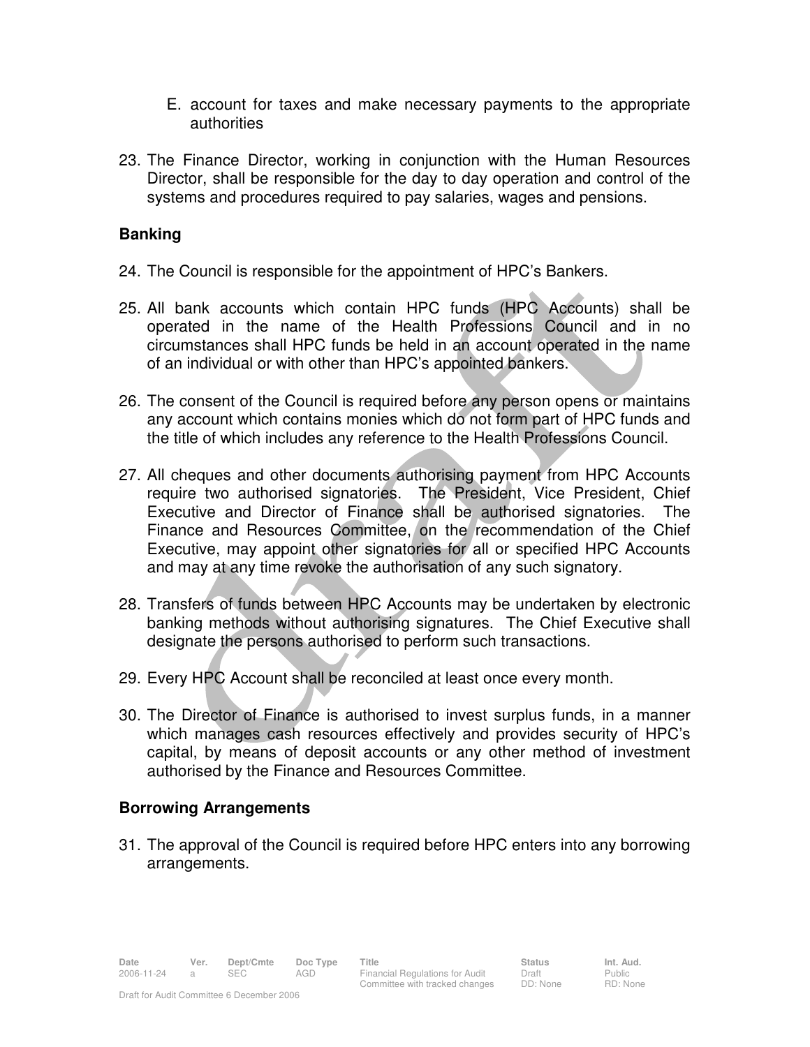E. account for taxes and make necessary payments to the appropriate authorities

23. The Finance Director, working in conjunction with the Human Resources Director, shall be responsible for the day to day operation and control of the systems and procedures required to pay salaries, wages and pensions.

**Banking**

24. The Council is responsible for the appointment of HPC's Bankers.

25. All bank accounts which contain HPC funds (HPC Accounts) shall be operated in the name of the Health Professions Council and in no circumstances shall HPC funds be held in an account operated in the name of an individual or with other than HPC's appointed bankers.

26. The consent of the Council is required before any person opens or maintains any account which contains monies which do not form part of HPC funds and the title of which includes any reference to the Health Professions Council.

27. All cheques and other documents authorising payment from HPC Accounts require two authorised signatories. The President, Vice President, Chief Executive and Director of Finance shall be authorised signatories. The Finance and Resources Committee, on the recommendation of the Chief Executive, may appoint other signatories for all or specified HPC Accounts and may at any time revoke the authorisation of any such signatory.

28. Transfers of funds between HPC Accounts may be undertaken by electronic banking methods without authorising signatures. The Chief Executive shall designate the persons authorised to perform such transactions.

29. Every HPC Account shall be reconciled at least once every month.

30. The Director of Finance is authorised to invest surplus funds, in a manner which manages cash resources effectively and provides security of HPC's capital, by means of deposit accounts or any other method of investment authorised by the Finance and Resources Committee.

**Borrowing Arrangements**

31. The approval of the Council is required before HPC enters into any borrowing arrangements.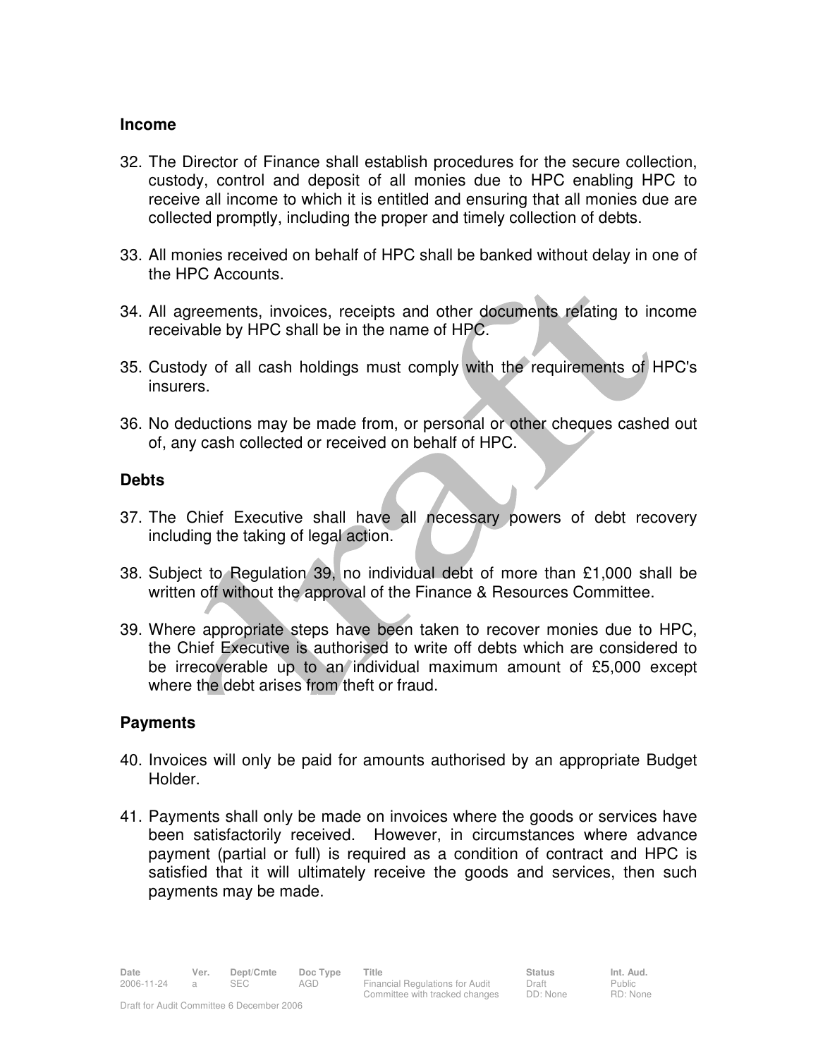## Income

32. The Director of Finance shall establish procedures for the secure collection, custody, control and deposit of all monies due to HPC enabling HPC to receive all income to which it is entitled and ensuring that all monies due are collected promptly, including the proper and timely collection of debts.

33. All monies received on behalf of HPC shall be banked without delay in one of the HPC Accounts.

34. All agreements, invoices, receipts and other documents relating to income receivable by HPC shall be in the name of HPC.

35. Custody of all cash holdings must comply with the requirements of HPC's insurers.

36. No deductions may be made from, or personal or other cheques cashed out of, any cash collected or received on behalf of HPC.

## Debts

37. The Chief Executive shall have all necessary powers of debt recovery including the taking of legal action.

38. Subject to Regulation 39, no individual debt of more than £1,000 shall be written off without the approval of the Finance & Resources Committee.

39. Where appropriate steps have been taken to recover monies due to HPC, the Chief Executive is authorised to write off debts which are considered to be irrecoverable up to an individual maximum amount of £5,000 except where the debt arises from theft or fraud.

## Payments

40. Invoices will only be paid for amounts authorised by an appropriate Budget Holder.

41. Payments shall only be made on invoices where the goods or services have been satisfactorily received. However, in circumstances where advance payment (partial or full) is required as a condition of contract and HPC is satisfied that it will ultimately receive the goods and services, then such payments may be made.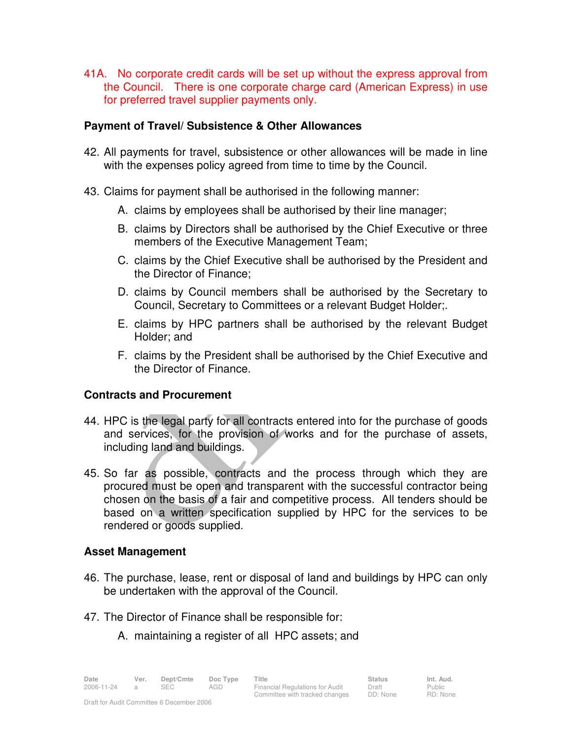41A. No corporate credit cards will be set up without the express approval from the Council. There is one corporate charge card (American Express) in use for preferred travel supplier payments only.

**Payment of Travel/ Subsistence & Other Allowances**

42. All payments for travel, subsistence or other allowances will be made in line with the expenses policy agreed from time to time by the Council.

43. Claims for payment shall be authorised in the following manner:

    A. claims by employees shall be authorised by their line manager;

    B. claims by Directors shall be authorised by the Chief Executive or three members of the Executive Management Team;

    C. claims by the Chief Executive shall be authorised by the President and the Director of Finance;

    D. claims by Council members shall be authorised by the Secretary to Council, Secretary to Committees or a relevant Budget Holder;.

    E. claims by HPC partners shall be authorised by the relevant Budget Holder; and

    F. claims by the President shall be authorised by the Chief Executive and the Director of Finance.

**Contracts and Procurement**

44. HPC is the legal party for all contracts entered into for the purchase of goods and services, for the provision of works and for the purchase of assets, including land and buildings.

45. So far as possible, contracts and the process through which they are procured must be open and transparent with the successful contractor being chosen on the basis of a fair and competitive process. All tenders should be based on a written specification supplied by HPC for the services to be rendered or goods supplied.

**Asset Management**

46. The purchase, lease, rent or disposal of land and buildings by HPC can only be undertaken with the approval of the Council.

47. The Director of Finance shall be responsible for:

    A. maintaining a register of all HPC assets; and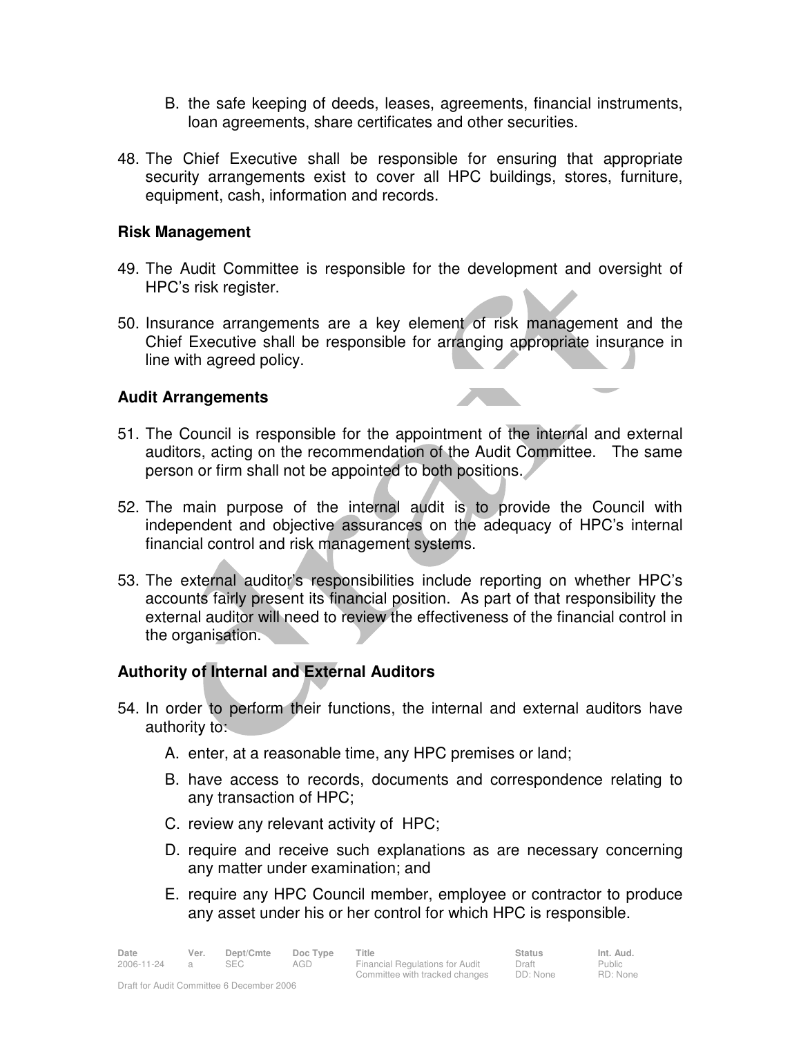B. the safe keeping of deeds, leases, agreements, financial instruments, loan agreements, share certificates and other securities.

48. The Chief Executive shall be responsible for ensuring that appropriate security arrangements exist to cover all HPC buildings, stores, furniture, equipment, cash, information and records.

### Risk Management

49. The Audit Committee is responsible for the development and oversight of HPC's risk register.

50. Insurance arrangements are a key element of risk management and the Chief Executive shall be responsible for arranging appropriate insurance in line with agreed policy.

### Audit Arrangements

51. The Council is responsible for the appointment of the internal and external auditors, acting on the recommendation of the Audit Committee. The same person or firm shall not be appointed to both positions.

52. The main purpose of the internal audit is to provide the Council with independent and objective assurances on the adequacy of HPC's internal financial control and risk management systems.

53. The external auditor's responsibilities include reporting on whether HPC's accounts fairly present its financial position. As part of that responsibility the external auditor will need to review the effectiveness of the financial control in the organisation.

### Authority of Internal and External Auditors

54. In order to perform their functions, the internal and external auditors have authority to:

    A. enter, at a reasonable time, any HPC premises or land;

    B. have access to records, documents and correspondence relating to any transaction of HPC;

    C. review any relevant activity of HPC;

    D. require and receive such explanations as are necessary concerning any matter under examination; and

    E. require any HPC Council member, employee or contractor to produce any asset under his or her control for which HPC is responsible.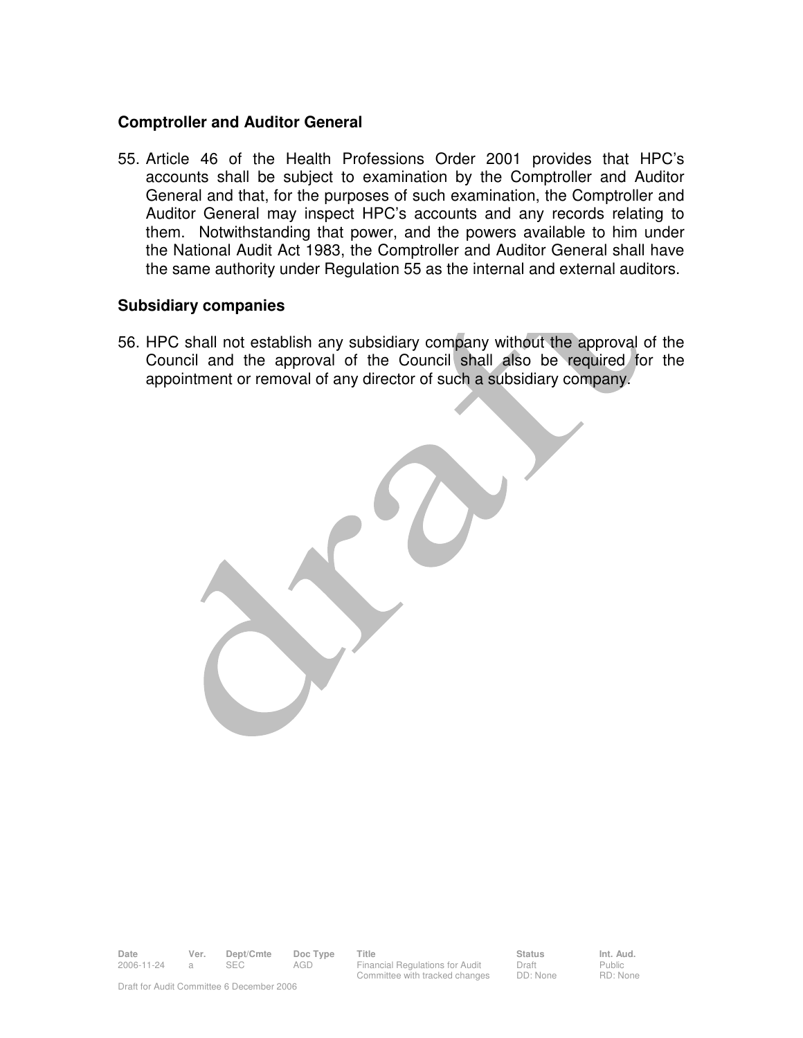## Comptroller and Auditor General

55. Article 46 of the Health Professions Order 2001 provides that HPC's accounts shall be subject to examination by the Comptroller and Auditor General and that, for the purposes of such examination, the Comptroller and Auditor General may inspect HPC's accounts and any records relating to them. Notwithstanding that power, and the powers available to him under the National Audit Act 1983, the Comptroller and Auditor General shall have the same authority under Regulation 55 as the internal and external auditors.

## Subsidiary companies

56. HPC shall not establish any subsidiary company without the approval of the Council and the approval of the Council shall also be required for the appointment or removal of any director of such a subsidiary company.